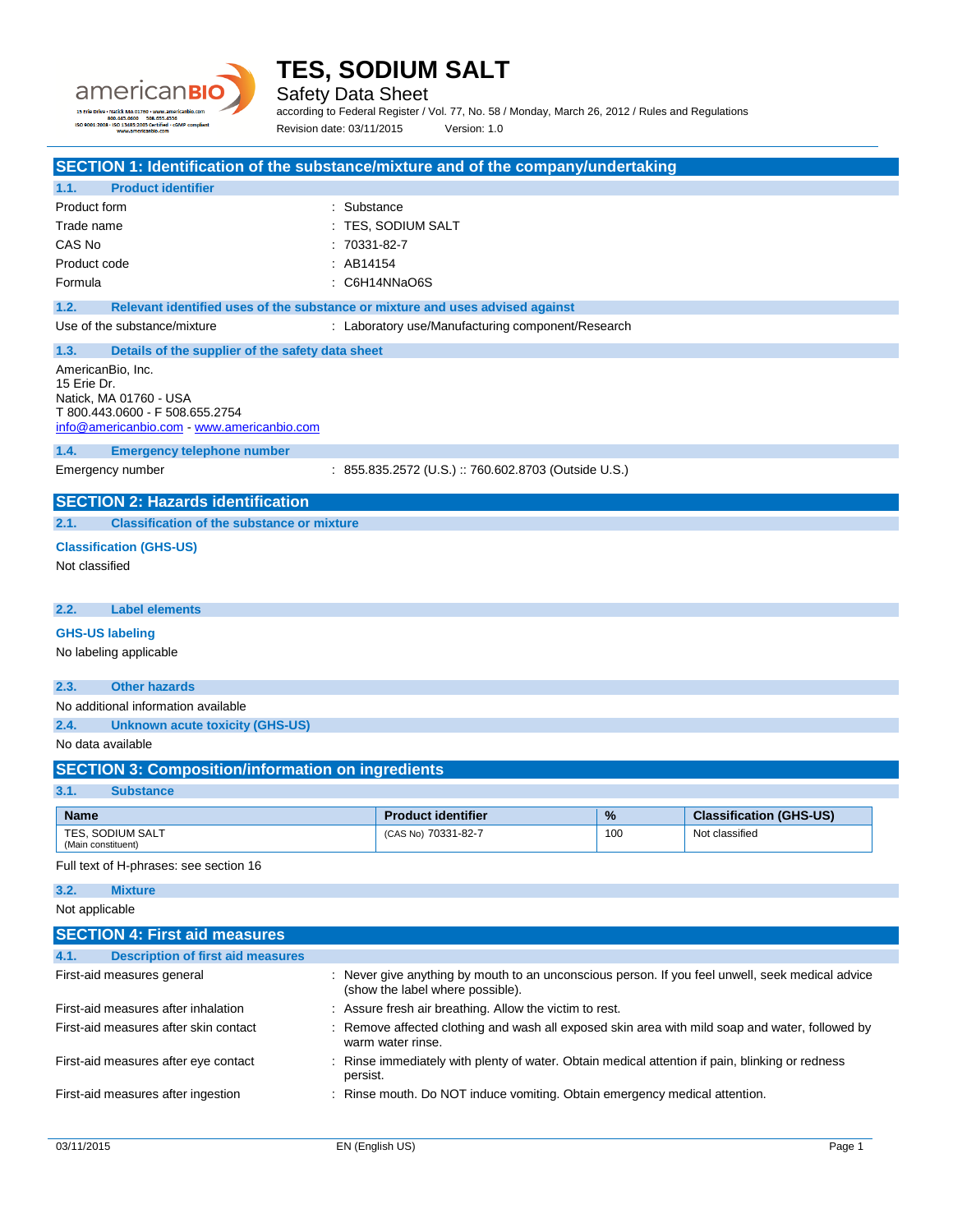# TES, SODIUM SALT

Safety Data Sheet

according to Federal Register / Vol. 77, No. 58 / Monday, March 26, 2012 / Rules and Regulations

Revision date: 03/11/2015 Version: 1.0

## SECTION 1: Identification of the substance/mixture and of the company/undertaking

### 1.1. Product identifier

| | |
|---|---|
| Product form | : Substance |
| Trade name | : TES, SODIUM SALT |
| CAS No | : 70331-82-7 |
| Product code | : AB14154 |
| Formula | : C6H14NNaO6S |

### 1.2. Relevant identified uses of the substance or mixture and uses advised against

| | |
|---|---|
| Use of the substance/mixture | : Laboratory use/Manufacturing component/Research |

### 1.3. Details of the supplier of the safety data sheet

AmericanBio, Inc.
15 Erie Dr.
Natick, MA 01760 - USA
T 800.443.0600 - F 508.655.2754
info@americanbio.com - www.americanbio.com

### 1.4. Emergency telephone number

| | |
|---|---|
| Emergency number | : 855.835.2572 (U.S.) :: 760.602.8703 (Outside U.S.) |

## SECTION 2: Hazards identification

### 2.1. Classification of the substance or mixture

**Classification (GHS-US)**

Not classified

### 2.2. Label elements

**GHS-US labeling**

No labeling applicable

### 2.3. Other hazards

No additional information available

### 2.4. Unknown acute toxicity (GHS-US)

No data available

## SECTION 3: Composition/information on ingredients

### 3.1. Substance

| Name | Product identifier | % | Classification (GHS-US) |
|---|---|---|---|
| TES, SODIUM SALT (Main constituent) | (CAS No) 70331-82-7 | 100 | Not classified |

Full text of H-phrases: see section 16

### 3.2. Mixture

Not applicable

## SECTION 4: First aid measures

### 4.1. Description of first aid measures

| | |
|---|---|
| First-aid measures general | : Never give anything by mouth to an unconscious person. If you feel unwell, seek medical advice (show the label where possible). |
| First-aid measures after inhalation | : Assure fresh air breathing. Allow the victim to rest. |
| First-aid measures after skin contact | : Remove affected clothing and wash all exposed skin area with mild soap and water, followed by warm water rinse. |
| First-aid measures after eye contact | : Rinse immediately with plenty of water. Obtain medical attention if pain, blinking or redness persist. |
| First-aid measures after ingestion | : Rinse mouth. Do NOT induce vomiting. Obtain emergency medical attention. |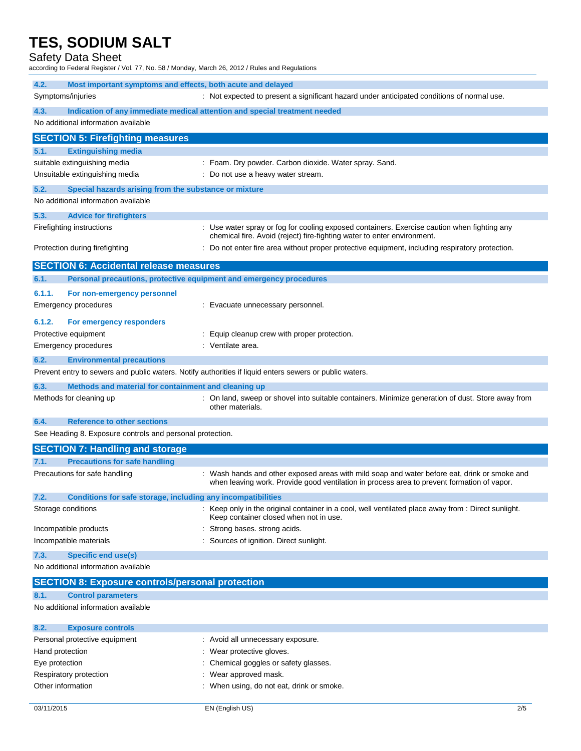### 4.2. Most important symptoms and effects, both acute and delayed

Symptoms/injuries : Not expected to present a significant hazard under anticipated conditions of normal use.

### 4.3. Indication of any immediate medical attention and special treatment needed

No additional information available

## SECTION 5: Firefighting measures

### 5.1. Extinguishing media

suitable extinguishing media : Foam. Dry powder. Carbon dioxide. Water spray. Sand.

Unsuitable extinguishing media : Do not use a heavy water stream.

### 5.2. Special hazards arising from the substance or mixture

No additional information available

### 5.3. Advice for firefighters

Firefighting instructions : Use water spray or fog for cooling exposed containers. Exercise caution when fighting any chemical fire. Avoid (reject) fire-fighting water to enter environment.

Protection during firefighting : Do not enter fire area without proper protective equipment, including respiratory protection.

## SECTION 6: Accidental release measures

### 6.1. Personal precautions, protective equipment and emergency procedures

#### 6.1.1. For non-emergency personnel

Emergency procedures : Evacuate unnecessary personnel.

#### 6.1.2. For emergency responders

Protective equipment : Equip cleanup crew with proper protection.

Emergency procedures : Ventilate area.

### 6.2. Environmental precautions

Prevent entry to sewers and public waters. Notify authorities if liquid enters sewers or public waters.

### 6.3. Methods and material for containment and cleaning up

Methods for cleaning up : On land, sweep or shovel into suitable containers. Minimize generation of dust. Store away from other materials.

### 6.4. Reference to other sections

See Heading 8. Exposure controls and personal protection.

## SECTION 7: Handling and storage

### 7.1. Precautions for safe handling

Precautions for safe handling : Wash hands and other exposed areas with mild soap and water before eat, drink or smoke and when leaving work. Provide good ventilation in process area to prevent formation of vapor.

### 7.2. Conditions for safe storage, including any incompatibilities

Storage conditions : Keep only in the original container in a cool, well ventilated place away from : Direct sunlight. Keep container closed when not in use.

Incompatible products : Strong bases. strong acids.

Incompatible materials : Sources of ignition. Direct sunlight.

### 7.3. Specific end use(s)

No additional information available

## SECTION 8: Exposure controls/personal protection

### 8.1. Control parameters

No additional information available

### 8.2. Exposure controls

Personal protective equipment : Avoid all unnecessary exposure.

Hand protection : Wear protective gloves.

Eye protection : Chemical goggles or safety glasses.

Respiratory protection : Wear approved mask.

Other information : When using, do not eat, drink or smoke.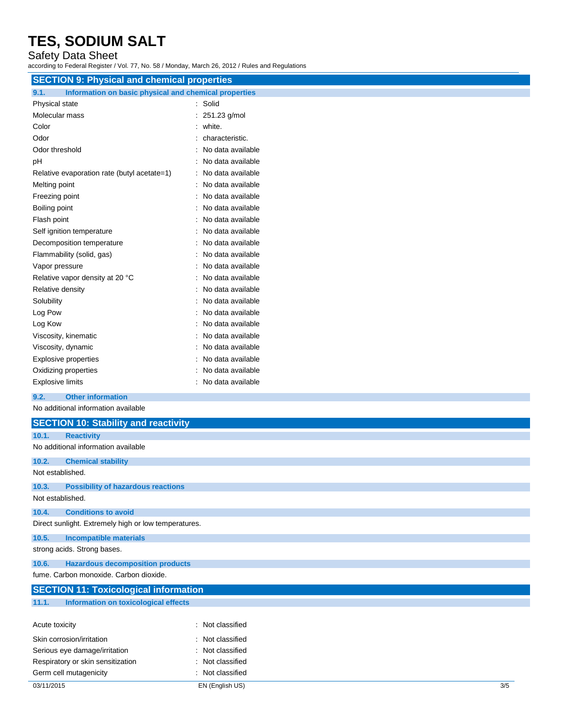## SECTION 9: Physical and chemical properties

### 9.1. Information on basic physical and chemical properties

| Property | Value |
|---|---|
| Physical state | Solid |
| Molecular mass | 251.23 g/mol |
| Color | white. |
| Odor | characteristic. |
| Odor threshold | No data available |
| pH | No data available |
| Relative evaporation rate (butyl acetate=1) | No data available |
| Melting point | No data available |
| Freezing point | No data available |
| Boiling point | No data available |
| Flash point | No data available |
| Self ignition temperature | No data available |
| Decomposition temperature | No data available |
| Flammability (solid, gas) | No data available |
| Vapor pressure | No data available |
| Relative vapor density at 20 °C | No data available |
| Relative density | No data available |
| Solubility | No data available |
| Log Pow | No data available |
| Log Kow | No data available |
| Viscosity, kinematic | No data available |
| Viscosity, dynamic | No data available |
| Explosive properties | No data available |
| Oxidizing properties | No data available |
| Explosive limits | No data available |

### 9.2. Other information

No additional information available

## SECTION 10: Stability and reactivity

### 10.1. Reactivity

No additional information available

### 10.2. Chemical stability

Not established.

### 10.3. Possibility of hazardous reactions

Not established.

### 10.4. Conditions to avoid

Direct sunlight. Extremely high or low temperatures.

### 10.5. Incompatible materials

strong acids. Strong bases.

### 10.6. Hazardous decomposition products

fume. Carbon monoxide. Carbon dioxide.

## SECTION 11: Toxicological information

### 11.1. Information on toxicological effects

| Effect | Classification |
|---|---|
| Acute toxicity | Not classified |
| Skin corrosion/irritation | Not classified |
| Serious eye damage/irritation | Not classified |
| Respiratory or skin sensitization | Not classified |
| Germ cell mutagenicity | Not classified |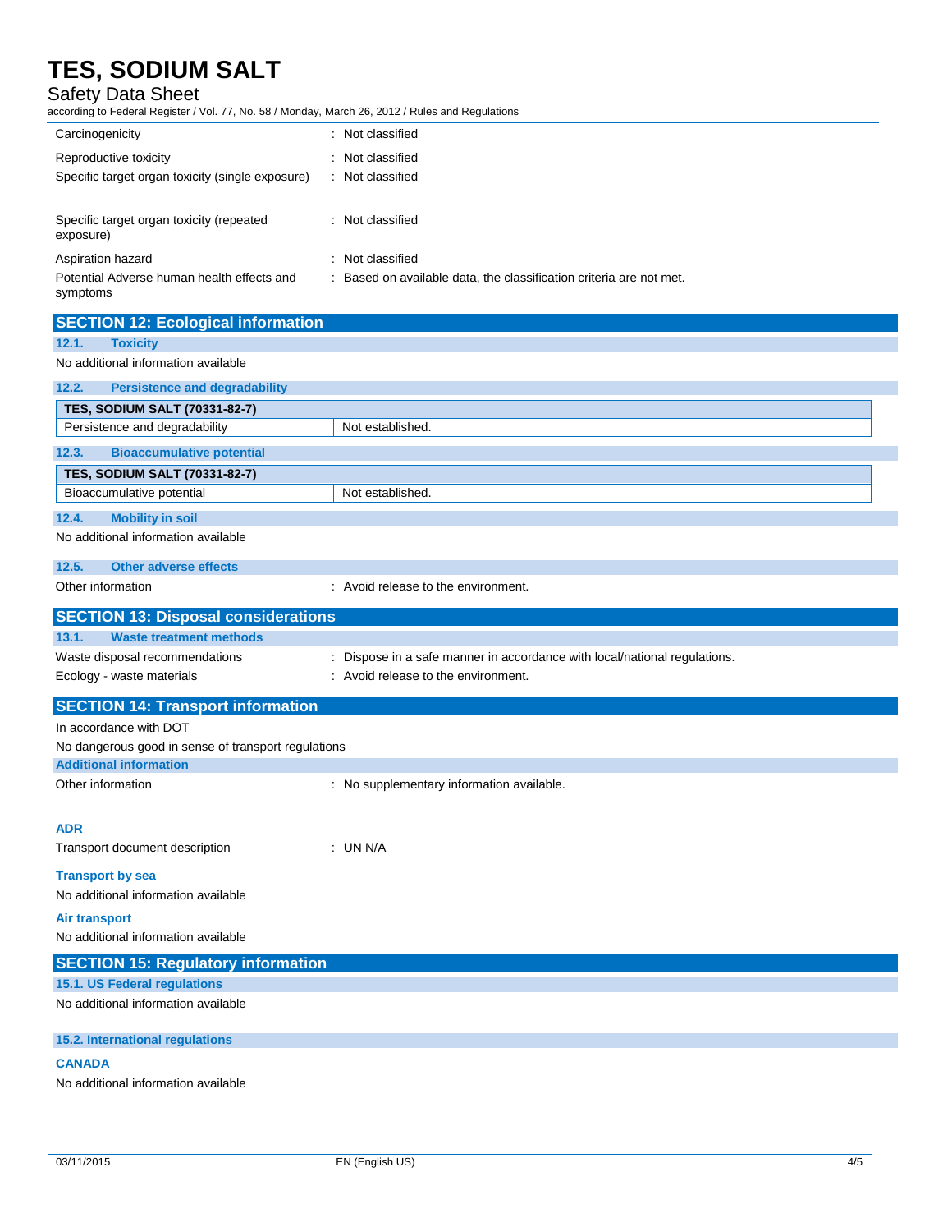| | |
|---|---|
| Carcinogenicity | : Not classified |
| Reproductive toxicity | : Not classified |
| Specific target organ toxicity (single exposure) | : Not classified |
| Specific target organ toxicity (repeated exposure) | : Not classified |
| Aspiration hazard | : Not classified |
| Potential Adverse human health effects and symptoms | : Based on available data, the classification criteria are not met. |

## SECTION 12: Ecological information

### 12.1. Toxicity

No additional information available

### 12.2. Persistence and degradability

| TES, SODIUM SALT (70331-82-7) | |
|---|---|
| Persistence and degradability | Not established. |

### 12.3. Bioaccumulative potential

| TES, SODIUM SALT (70331-82-7) | |
|---|---|
| Bioaccumulative potential | Not established. |

### 12.4. Mobility in soil

No additional information available

### 12.5. Other adverse effects

Other information : Avoid release to the environment.

## SECTION 13: Disposal considerations

### 13.1. Waste treatment methods

| | |
|---|---|
| Waste disposal recommendations | : Dispose in a safe manner in accordance with local/national regulations. |
| Ecology - waste materials | : Avoid release to the environment. |

## SECTION 14: Transport information

In accordance with DOT

No dangerous good in sense of transport regulations

### Additional information

Other information : No supplementary information available.

**ADR**

Transport document description : UN N/A

**Transport by sea**

No additional information available

**Air transport**

No additional information available

## SECTION 15: Regulatory information

### 15.1. US Federal regulations

No additional information available

### 15.2. International regulations

**CANADA**

No additional information available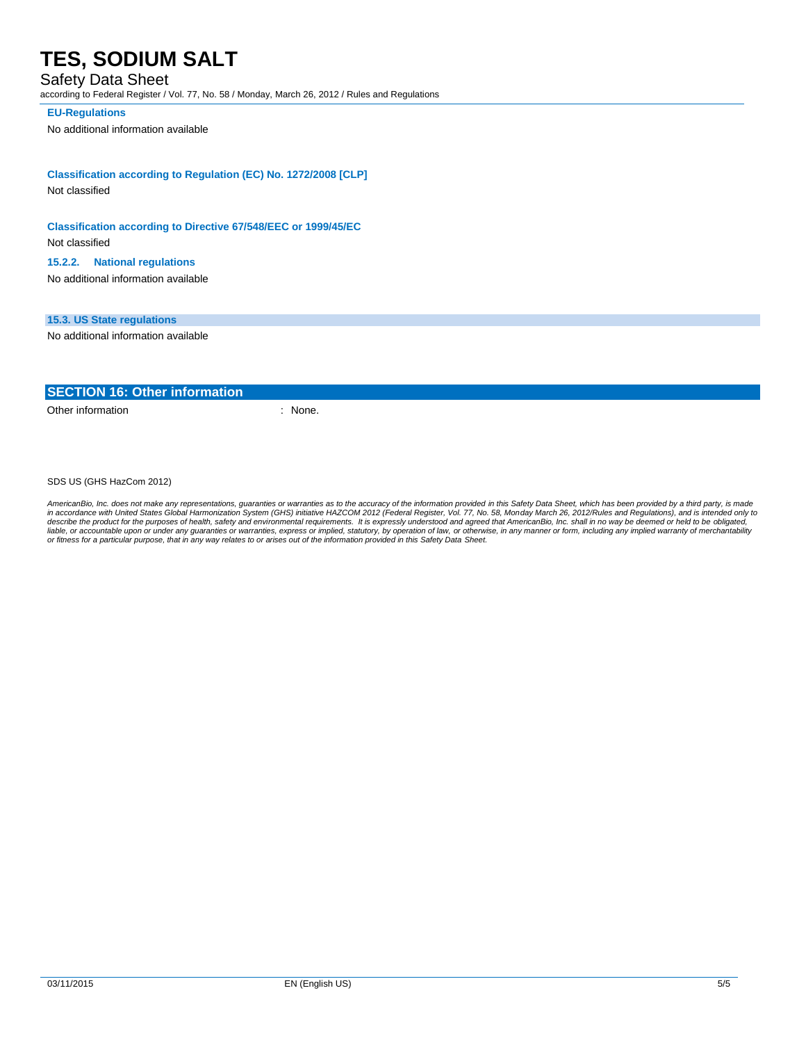#### EU-Regulations

No additional information available

#### Classification according to Regulation (EC) No. 1272/2008 [CLP]

Not classified

#### Classification according to Directive 67/548/EEC or 1999/45/EC

Not classified

#### 15.2.2. National regulations

No additional information available

### 15.3. US State regulations

No additional information available

## SECTION 16: Other information

Other information : None.

SDS US (GHS HazCom 2012)

*AmericanBio, Inc. does not make any representations, guaranties or warranties as to the accuracy of the information provided in this Safety Data Sheet, which has been provided by a third party, is made in accordance with United States Global Harmonization System (GHS) initiative HAZCOM 2012 (Federal Register, Vol. 77, No. 58, Monday March 26, 2012/Rules and Regulations), and is intended only to describe the product for the purposes of health, safety and environmental requirements. It is expressly understood and agreed that AmericanBio, Inc. shall in no way be deemed or held to be obligated, liable, or accountable upon or under any guaranties or warranties, express or implied, statutory, by operation of law, or otherwise, in any manner or form, including any implied warranty of merchantability or fitness for a particular purpose, that in any way relates to or arises out of the information provided in this Safety Data Sheet.*